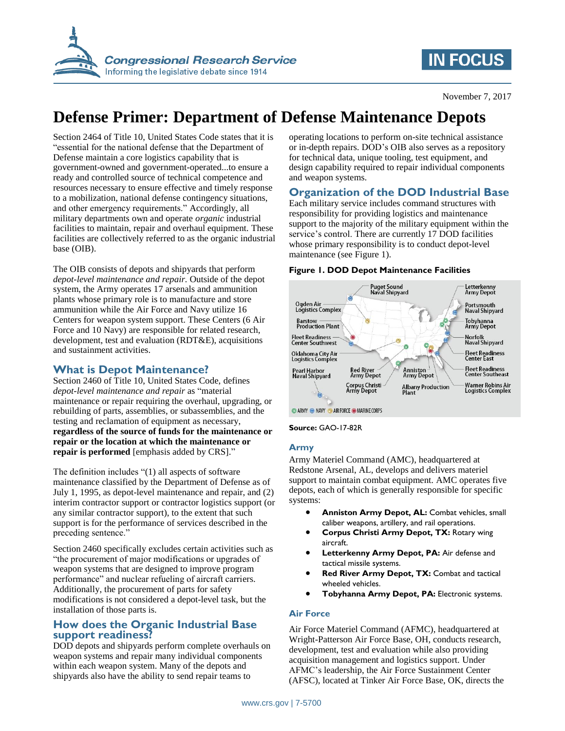November 7, 2017

# Defense Primer: Department of Defense Maintenance Depots

Section 2464 of Title 10, United States Code states that it is "essential for the national defense that the Department of Defense maintain a core logistics capability that is government-owned and government-operated...to ensure a ready and controlled source of technical competence and resources necessary to ensure effective and timely response to a mobilization, national defense contingency situations, and other emergency requirements." Accordingly, all military departments own and operate *organic* industrial facilities to maintain, repair and overhaul equipment. These facilities are collectively referred to as the organic industrial base (OIB).

The OIB consists of depots and shipyards that perform *depot-level maintenance and repair*. Outside of the depot system, the Army operates 17 arsenals and ammunition plants whose primary role is to manufacture and store ammunition while the Air Force and Navy utilize 16 Centers for weapon system support. These Centers (6 Air Force and 10 Navy) are responsible for related research, development, test and evaluation (RDT&E), acquisitions and sustainment activities.

## What is Depot Maintenance?

Section 2460 of Title 10, United States Code, defines *depot-level maintenance and repair* as "material maintenance or repair requiring the overhaul, upgrading, or rebuilding of parts, assemblies, or subassemblies, and the testing and reclamation of equipment as necessary, **regardless of the source of funds for the maintenance or repair or the location at which the maintenance or repair is performed** [emphasis added by CRS]."

The definition includes "(1) all aspects of software maintenance classified by the Department of Defense as of July 1, 1995, as depot-level maintenance and repair, and (2) interim contractor support or contractor logistics support (or any similar contractor support), to the extent that such support is for the performance of services described in the preceding sentence."

Section 2460 specifically excludes certain activities such as "the procurement of major modifications or upgrades of weapon systems that are designed to improve program performance" and nuclear refueling of aircraft carriers. Additionally, the procurement of parts for safety modifications is not considered a depot-level task, but the installation of those parts is.

## How does the Organic Industrial Base support readiness?

DOD depots and shipyards perform complete overhauls on weapon systems and repair many individual components within each weapon system. Many of the depots and shipyards also have the ability to send repair teams to operating locations to perform on-site technical assistance or in-depth repairs. DOD's OIB also serves as a repository for technical data, unique tooling, test equipment, and design capability required to repair individual components and weapon systems.

## Organization of the DOD Industrial Base

Each military service includes command structures with responsibility for providing logistics and maintenance support to the majority of the military equipment within the service's control. There are currently 17 DOD facilities whose primary responsibility is to conduct depot-level maintenance (see Figure 1).

**Figure 1. DOD Depot Maintenance Facilities**

Puget Sound Naval Shipyard; Ogden Air Logistics Complex; Barstow Production Plant; Fleet Readiness Center Southwest; Oklahoma City Air Logistics Complex; Pearl Harbor Naval Shipyard; Red River Army Depot; Corpus Christi Army Depot; Anniston Army Depot; Albany Production Plant; Letterkenny Army Depot; Portsmouth Naval Shipyard; Tobyhanna Army Depot; Norfolk Naval Shipyard; Fleet Readiness Center East; Fleet Readiness Center Southeast; Warner Robins Air Logistics Complex

ARMY NAVY AIR FORCE MARINE CORPS

**Source:** GAO-17-82R

### Army

Army Materiel Command (AMC), headquartered at Redstone Arsenal, AL, develops and delivers materiel support to maintain combat equipment. AMC operates five depots, each of which is generally responsible for specific systems:

- **Anniston Army Depot, AL:** Combat vehicles, small caliber weapons, artillery, and rail operations.
- **Corpus Christi Army Depot, TX:** Rotary wing aircraft.
- **Letterkenny Army Depot, PA:** Air defense and tactical missile systems.
- **Red River Army Depot, TX:** Combat and tactical wheeled vehicles.
- **Tobyhanna Army Depot, PA:** Electronic systems.

### Air Force

Air Force Materiel Command (AFMC), headquartered at Wright-Patterson Air Force Base, OH, conducts research, development, test and evaluation while also providing acquisition management and logistics support. Under AFMC's leadership, the Air Force Sustainment Center (AFSC), located at Tinker Air Force Base, OK, directs the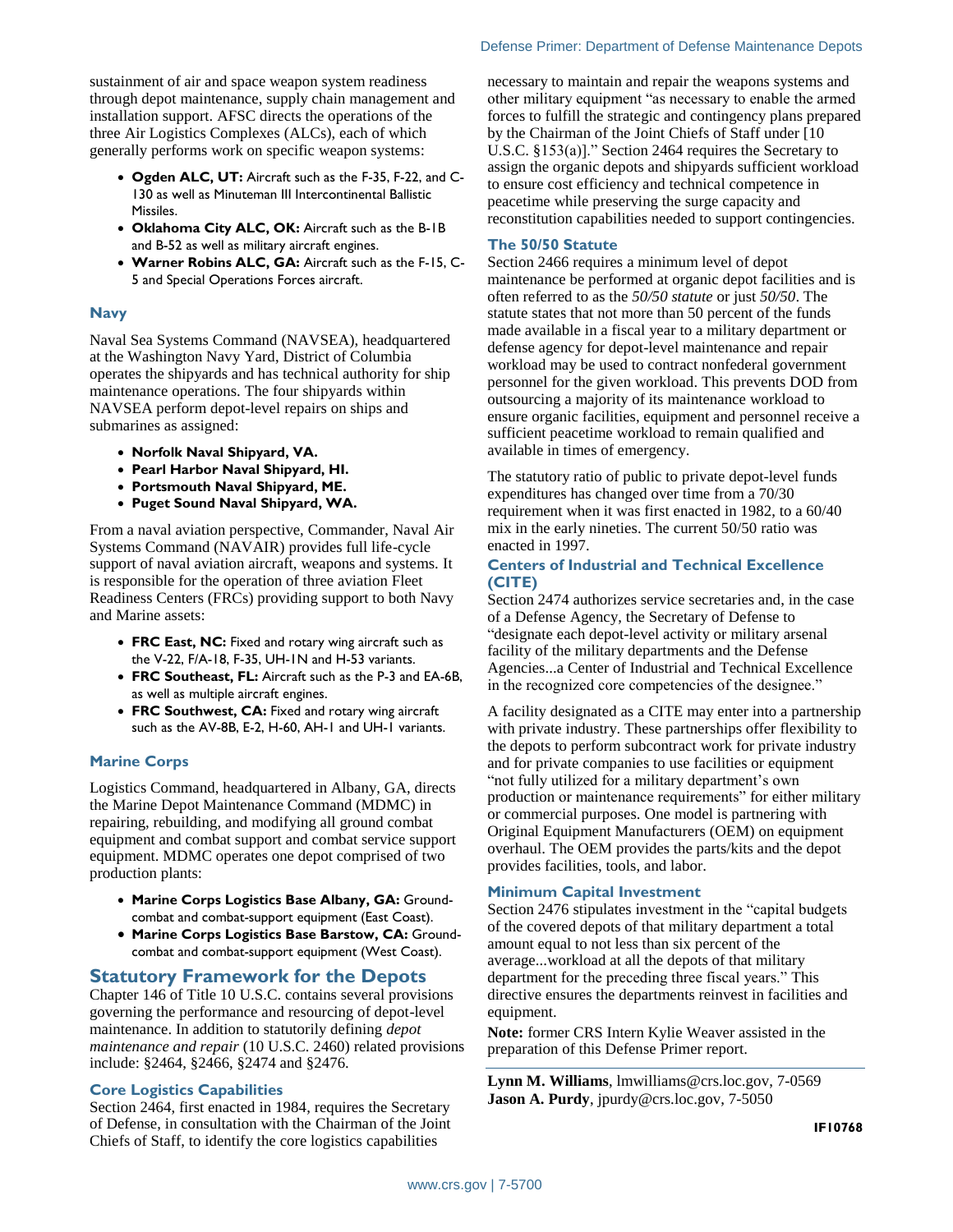sustainment of air and space weapon system readiness through depot maintenance, supply chain management and installation support. AFSC directs the operations of the three Air Logistics Complexes (ALCs), each of which generally performs work on specific weapon systems:

- **Ogden ALC, UT:** Aircraft such as the F-35, F-22, and C-130 as well as Minuteman III Intercontinental Ballistic Missiles.
- **Oklahoma City ALC, OK:** Aircraft such as the B-1B and B-52 as well as military aircraft engines.
- **Warner Robins ALC, GA:** Aircraft such as the F-15, C-5 and Special Operations Forces aircraft.

### Navy

Naval Sea Systems Command (NAVSEA), headquartered at the Washington Navy Yard, District of Columbia operates the shipyards and has technical authority for ship maintenance operations. The four shipyards within NAVSEA perform depot-level repairs on ships and submarines as assigned:

- **Norfolk Naval Shipyard, VA.**
- **Pearl Harbor Naval Shipyard, HI.**
- **Portsmouth Naval Shipyard, ME.**
- **Puget Sound Naval Shipyard, WA.**

From a naval aviation perspective, Commander, Naval Air Systems Command (NAVAIR) provides full life-cycle support of naval aviation aircraft, weapons and systems. It is responsible for the operation of three aviation Fleet Readiness Centers (FRCs) providing support to both Navy and Marine assets:

- **FRC East, NC:** Fixed and rotary wing aircraft such as the V-22, F/A-18, F-35, UH-1N and H-53 variants.
- **FRC Southeast, FL:** Aircraft such as the P-3 and EA-6B, as well as multiple aircraft engines.
- **FRC Southwest, CA:** Fixed and rotary wing aircraft such as the AV-8B, E-2, H-60, AH-1 and UH-1 variants.

### Marine Corps

Logistics Command, headquartered in Albany, GA, directs the Marine Depot Maintenance Command (MDMC) in repairing, rebuilding, and modifying all ground combat equipment and combat support and combat service support equipment. MDMC operates one depot comprised of two production plants:

- **Marine Corps Logistics Base Albany, GA:** Ground-combat and combat-support equipment (East Coast).
- **Marine Corps Logistics Base Barstow, CA:** Ground-combat and combat-support equipment (West Coast).

## Statutory Framework for the Depots

Chapter 146 of Title 10 U.S.C. contains several provisions governing the performance and resourcing of depot-level maintenance. In addition to statutorily defining *depot maintenance and repair* (10 U.S.C. 2460) related provisions include: §2464, §2466, §2474 and §2476.

### Core Logistics Capabilities

Section 2464, first enacted in 1984, requires the Secretary of Defense, in consultation with the Chairman of the Joint Chiefs of Staff, to identify the core logistics capabilities necessary to maintain and repair the weapons systems and other military equipment "as necessary to enable the armed forces to fulfill the strategic and contingency plans prepared by the Chairman of the Joint Chiefs of Staff under [10 U.S.C. §153(a)]." Section 2464 requires the Secretary to assign the organic depots and shipyards sufficient workload to ensure cost efficiency and technical competence in peacetime while preserving the surge capacity and reconstitution capabilities needed to support contingencies.

### The 50/50 Statute

Section 2466 requires a minimum level of depot maintenance be performed at organic depot facilities and is often referred to as the *50/50 statute* or just *50/50*. The statute states that not more than 50 percent of the funds made available in a fiscal year to a military department or defense agency for depot-level maintenance and repair workload may be used to contract nonfederal government personnel for the given workload. This prevents DOD from outsourcing a majority of its maintenance workload to ensure organic facilities, equipment and personnel receive a sufficient peacetime workload to remain qualified and available in times of emergency.

The statutory ratio of public to private depot-level funds expenditures has changed over time from a 70/30 requirement when it was first enacted in 1982, to a 60/40 mix in the early nineties. The current 50/50 ratio was enacted in 1997.

### Centers of Industrial and Technical Excellence (CITE)

Section 2474 authorizes service secretaries and, in the case of a Defense Agency, the Secretary of Defense to "designate each depot-level activity or military arsenal facility of the military departments and the Defense Agencies...a Center of Industrial and Technical Excellence in the recognized core competencies of the designee."

A facility designated as a CITE may enter into a partnership with private industry. These partnerships offer flexibility to the depots to perform subcontract work for private industry and for private companies to use facilities or equipment "not fully utilized for a military department's own production or maintenance requirements" for either military or commercial purposes. One model is partnering with Original Equipment Manufacturers (OEM) on equipment overhaul. The OEM provides the parts/kits and the depot provides facilities, tools, and labor.

### Minimum Capital Investment

Section 2476 stipulates investment in the "capital budgets of the covered depots of that military department a total amount equal to not less than six percent of the average...workload at all the depots of that military department for the preceding three fiscal years." This directive ensures the departments reinvest in facilities and equipment.

**Note:** former CRS Intern Kylie Weaver assisted in the preparation of this Defense Primer report.

**Lynn M. Williams**, lmwilliams@crs.loc.gov, 7-0569
**Jason A. Purdy**, jpurdy@crs.loc.gov, 7-5050

**IF10768**